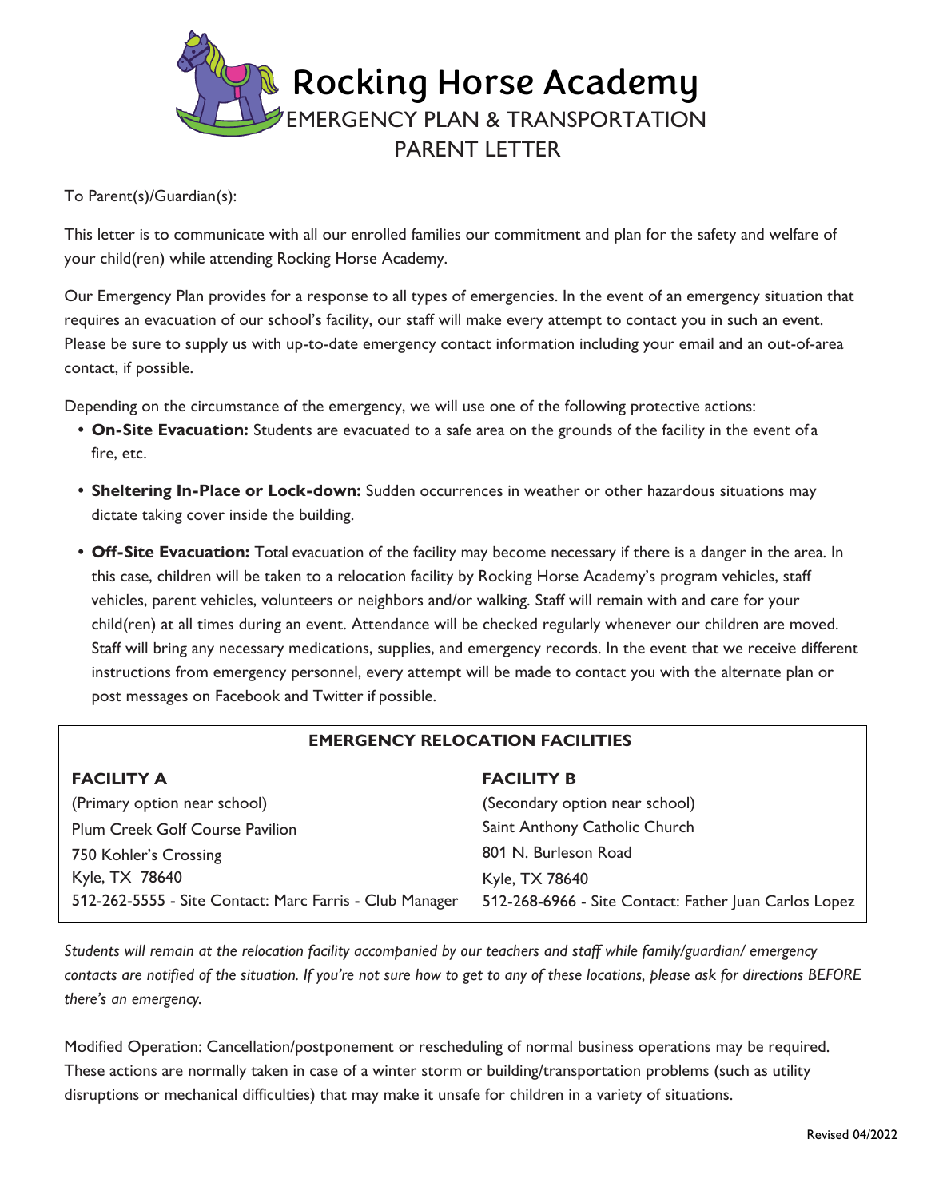# Rocking Horse Academy

## EMERGENCY PLAN & TRANSPORTATION PARENT LETTER

To Parent(s)/Guardian(s):

This letter is to communicate with all our enrolled families our commitment and plan for the safety and welfare of your child(ren) while attending Rocking Horse Academy.

Our Emergency Plan provides for a response to all types of emergencies. In the event of an emergency situation that requires an evacuation of our school's facility, our staff will make every attempt to contact you in such an event. Please be sure to supply us with up-to-date emergency contact information including your email and an out-of-area contact, if possible.

Depending on the circumstance of the emergency, we will use one of the following protective actions:

- **On-Site Evacuation:** Students are evacuated to a safe area on the grounds of the facility in the event of a fire, etc.
- **Sheltering In-Place or Lock-down:** Sudden occurrences in weather or other hazardous situations may dictate taking cover inside the building.
- **Off-Site Evacuation:** Total evacuation of the facility may become necessary if there is a danger in the area. In this case, children will be taken to a relocation facility by Rocking Horse Academy's program vehicles, staff vehicles, parent vehicles, volunteers or neighbors and/or walking. Staff will remain with and care for your child(ren) at all times during an event. Attendance will be checked regularly whenever our children are moved. Staff will bring any necessary medications, supplies, and emergency records. In the event that we receive different instructions from emergency personnel, every attempt will be made to contact you with the alternate plan or post messages on Facebook and Twitter if possible.

| EMERGENCY RELOCATION FACILITIES | |
|---|---|
| **FACILITY A** | **FACILITY B** |
| (Primary option near school) | (Secondary option near school) |
| Plum Creek Golf Course Pavilion | Saint Anthony Catholic Church |
| 750 Kohler's Crossing | 801 N. Burleson Road |
| Kyle, TX 78640 | Kyle, TX 78640 |
| 512-262-5555 - Site Contact: Marc Farris - Club Manager | 512-268-6966 - Site Contact: Father Juan Carlos Lopez |

*Students will remain at the relocation facility accompanied by our teachers and staff while family/guardian/ emergency contacts are notified of the situation. If you're not sure how to get to any of these locations, please ask for directions BEFORE there's an emergency.*

Modified Operation: Cancellation/postponement or rescheduling of normal business operations may be required. These actions are normally taken in case of a winter storm or building/transportation problems (such as utility disruptions or mechanical difficulties) that may make it unsafe for children in a variety of situations.

Revised 04/2022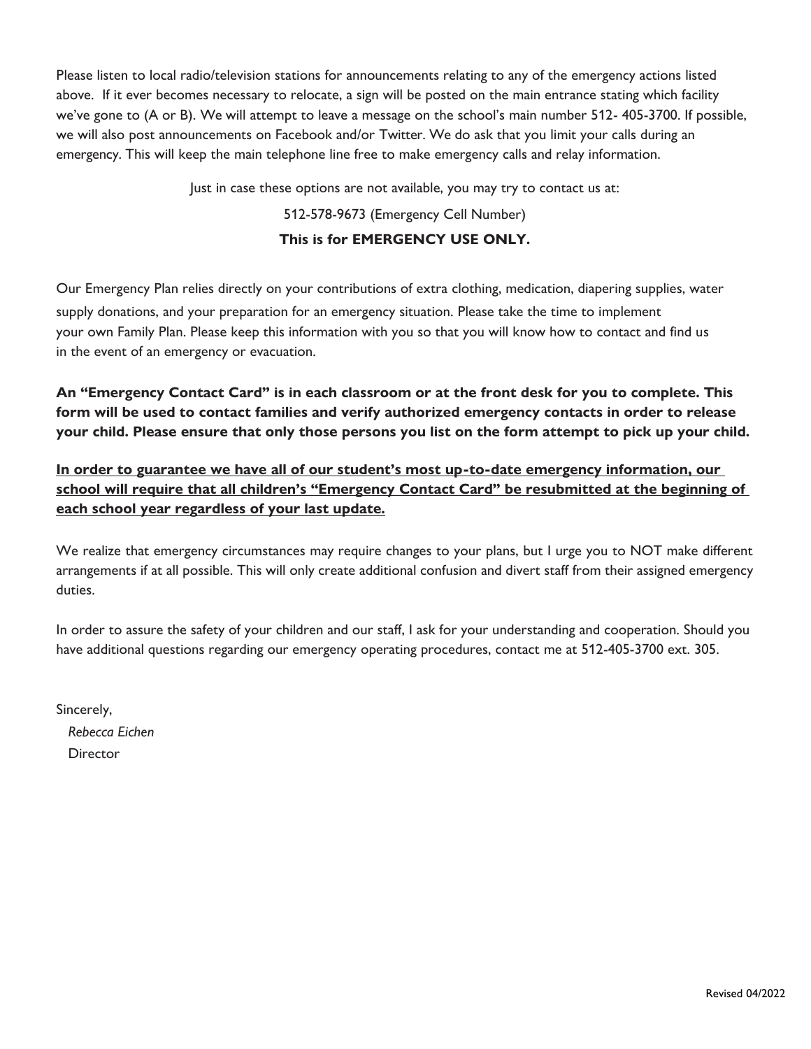Please listen to local radio/television stations for announcements relating to any of the emergency actions listed above. If it ever becomes necessary to relocate, a sign will be posted on the main entrance stating which facility we've gone to (A or B). We will attempt to leave a message on the school's main number 512- 405-3700. If possible, we will also post announcements on Facebook and/or Twitter. We do ask that you limit your calls during an emergency. This will keep the main telephone line free to make emergency calls and relay information.

Just in case these options are not available, you may try to contact us at:

512-578-9673 (Emergency Cell Number)

**This is for EMERGENCY USE ONLY.**

Our Emergency Plan relies directly on your contributions of extra clothing, medication, diapering supplies, water supply donations, and your preparation for an emergency situation. Please take the time to implement your own Family Plan. Please keep this information with you so that you will know how to contact and find us in the event of an emergency or evacuation.

**An "Emergency Contact Card" is in each classroom or at the front desk for you to complete. This form will be used to contact families and verify authorized emergency contacts in order to release your child. Please ensure that only those persons you list on the form attempt to pick up your child.**

**<u>In order to guarantee we have all of our student's most up-to-date emergency information, our school will require that all children's "Emergency Contact Card" be resubmitted at the beginning of each school year regardless of your last update.</u>**

We realize that emergency circumstances may require changes to your plans, but I urge you to NOT make different arrangements if at all possible. This will only create additional confusion and divert staff from their assigned emergency duties.

In order to assure the safety of your children and our staff, I ask for your understanding and cooperation. Should you have additional questions regarding our emergency operating procedures, contact me at 512-405-3700 ext. 305.

Sincerely,

*Rebecca Eichen*

Director

Revised 04/2022